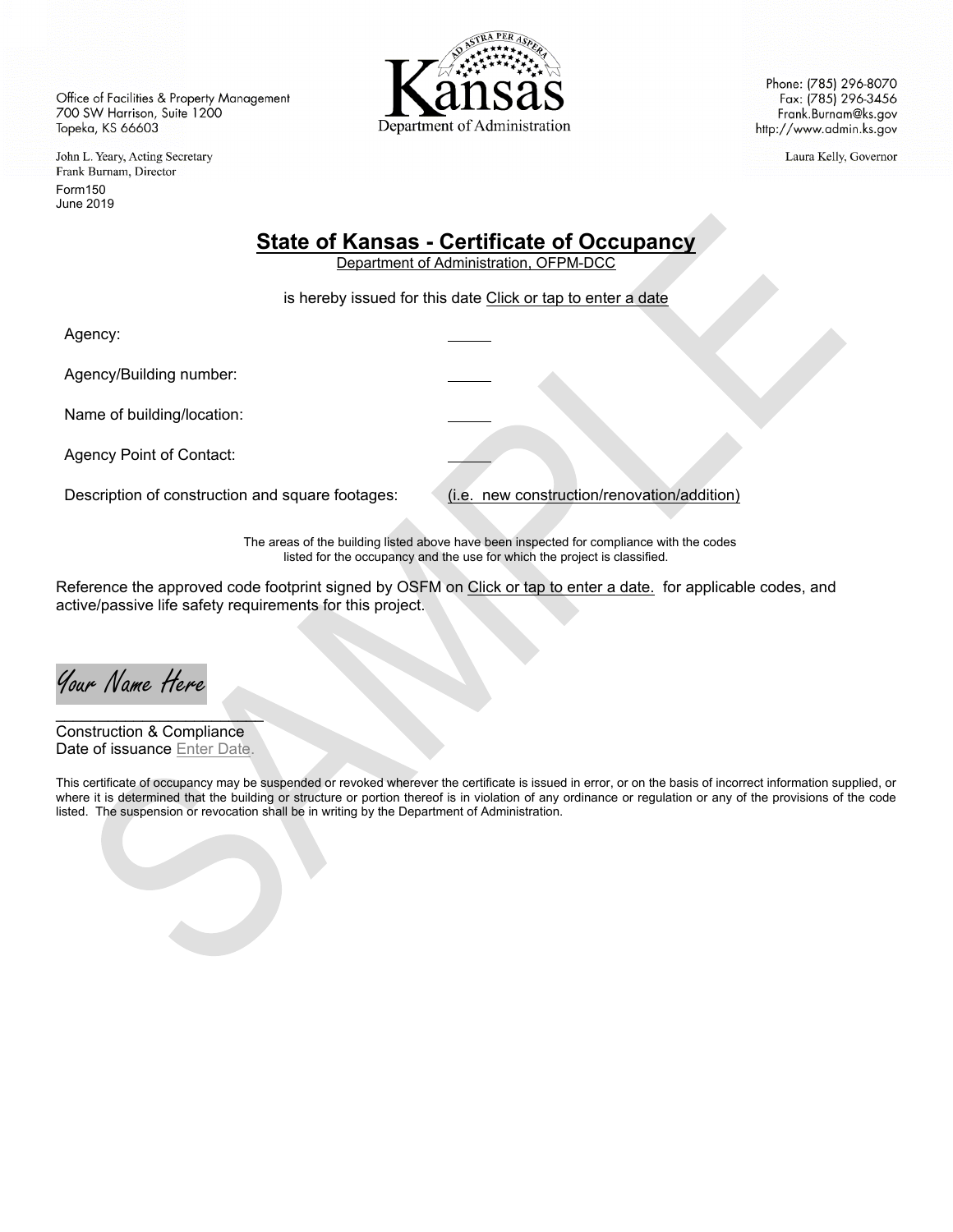Office of Facilities & Property Management
700 SW Harrison, Suite 1200
Topeka, KS 66603

John L. Yeary, Acting Secretary
Frank Burnam, Director

Kansas
Department of Administration

Phone: (785) 296-8070
Fax: (785) 296-3456
Frank.Burnam@ks.gov
http://www.admin.ks.gov

Laura Kelly, Governor

Form150
June 2019

# State of Kansas - Certificate of Occupancy

Department of Administration, OFPM-DCC

is hereby issued for this date Click or tap to enter a date

Agency: ______

Agency/Building number: ______

Name of building/location: ______

Agency Point of Contact: ______

Description of construction and square footages: (i.e. new construction/renovation/addition)

The areas of the building listed above have been inspected for compliance with the codes listed for the occupancy and the use for which the project is classified.

Reference the approved code footprint signed by OSFM on Click or tap to enter a date. for applicable codes, and active/passive life safety requirements for this project.

Your Name Here

_________________________
Construction & Compliance
Date of issuance Enter Date.

This certificate of occupancy may be suspended or revoked wherever the certificate is issued in error, or on the basis of incorrect information supplied, or where it is determined that the building or structure or portion thereof is in violation of any ordinance or regulation or any of the provisions of the code listed. The suspension or revocation shall be in writing by the Department of Administration.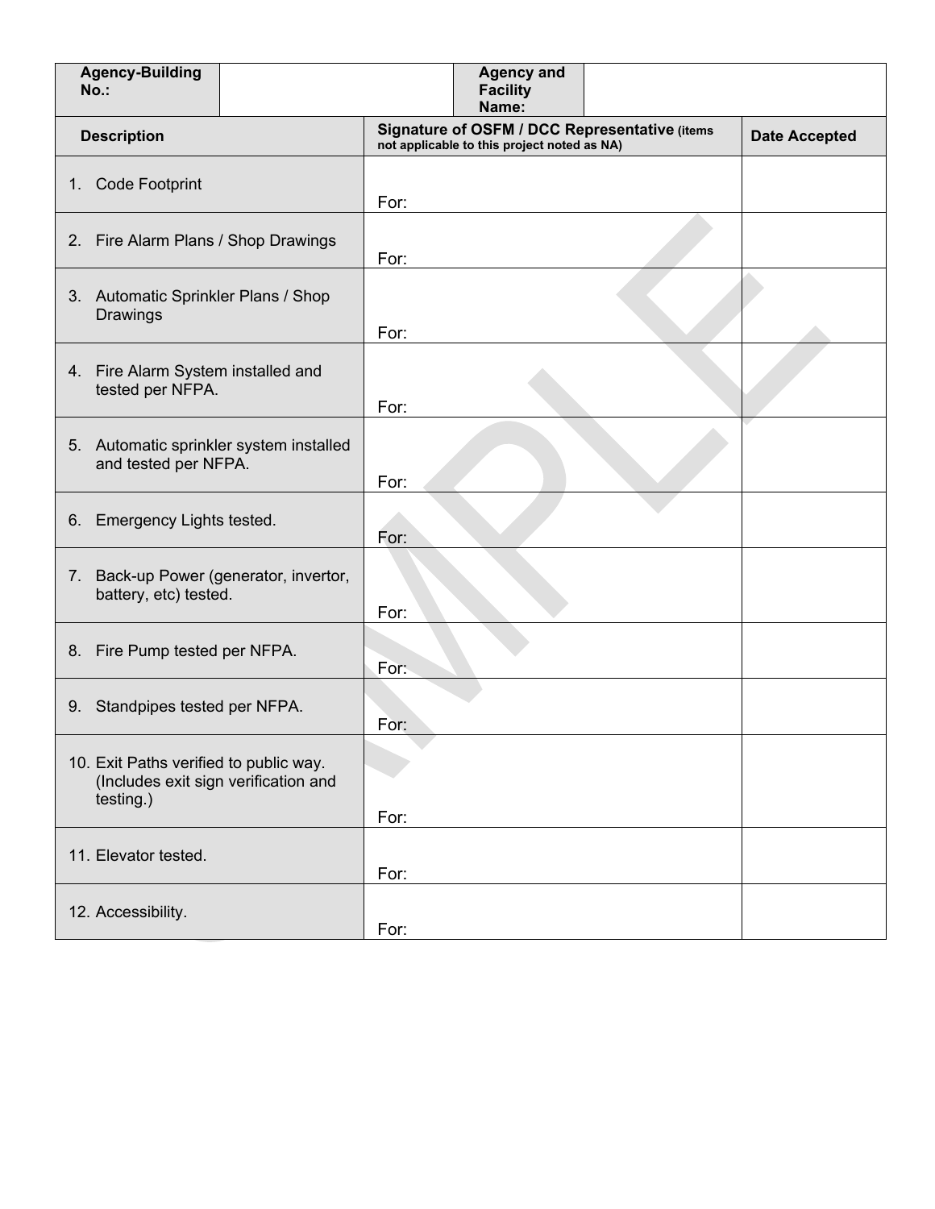| Agency-Building No.: | | Agency and Facility Name: | |
|---|---|---|---|

| Description | Signature of OSFM / DCC Representative (items not applicable to this project noted as NA) | Date Accepted |
|---|---|---|
| 1. Code Footprint | For: | |
| 2. Fire Alarm Plans / Shop Drawings | For: | |
| 3. Automatic Sprinkler Plans / Shop Drawings | For: | |
| 4. Fire Alarm System installed and tested per NFPA. | For: | |
| 5. Automatic sprinkler system installed and tested per NFPA. | For: | |
| 6. Emergency Lights tested. | For: | |
| 7. Back-up Power (generator, invertor, battery, etc) tested. | For: | |
| 8. Fire Pump tested per NFPA. | For: | |
| 9. Standpipes tested per NFPA. | For: | |
| 10. Exit Paths verified to public way. (Includes exit sign verification and testing.) | For: | |
| 11. Elevator tested. | For: | |
| 12. Accessibility. | For: | |